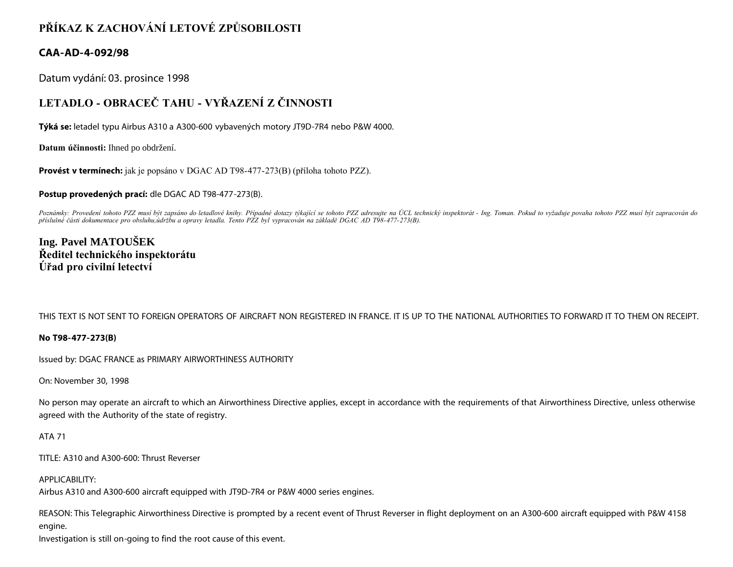# PŘÍKAZ K ZACHOVÁNÍ LETOVÉ ZPŮSOBILOSTI

## CAA-AD-4-092/98

Datum vydání: 03. prosince 1998

## LETADLO - OBRACEČ TAHU - VYŘAZENÍ Z ČINNOSTI

**Týká se:** letadel typu Airbus A310 a A300-600 vybavených motory JT9D-7R4 nebo P&W 4000.

**Datum účinnosti:** Ihned po obdržení.

**Provést v termínech:** jak je popsáno v DGAC AD T98-477-273(B) (příloha tohoto PZZ).

**Postup provedených prací:** dle DGAC AD T98-477-273(B).

*Poznámky: Provedení tohoto PZZ musí být zapsáno do letadlové knihy. Případné dotazy týkající se tohoto PZZ adresujte na ÚCL technický inspektorát - Ing. Toman. Pokud to vyžaduje povaha tohoto PZZ musí být zapracován do příslušné části dokumentace pro obsluhu,údržbu a opravy letadla. Tento PZZ byl vypracován na základě DGAC AD T98-477-273(B).*

**Ing. Pavel MATOUŠEK**
**Ředitel technického inspektorátu**
**Úřad pro civilní letectví**

THIS TEXT IS NOT SENT TO FOREIGN OPERATORS OF AIRCRAFT NON REGISTERED IN FRANCE. IT IS UP TO THE NATIONAL AUTHORITIES TO FORWARD IT TO THEM ON RECEIPT.

**No T98-477-273(B)**

Issued by: DGAC FRANCE as PRIMARY AIRWORTHINESS AUTHORITY

On: November 30, 1998

No person may operate an aircraft to which an Airworthiness Directive applies, except in accordance with the requirements of that Airworthiness Directive, unless otherwise agreed with the Authority of the state of registry.

ATA 71

TITLE: A310 and A300-600: Thrust Reverser

APPLICABILITY:
Airbus A310 and A300-600 aircraft equipped with JT9D-7R4 or P&W 4000 series engines.

REASON: This Telegraphic Airworthiness Directive is prompted by a recent event of Thrust Reverser in flight deployment on an A300-600 aircraft equipped with P&W 4158 engine.
Investigation is still on-going to find the root cause of this event.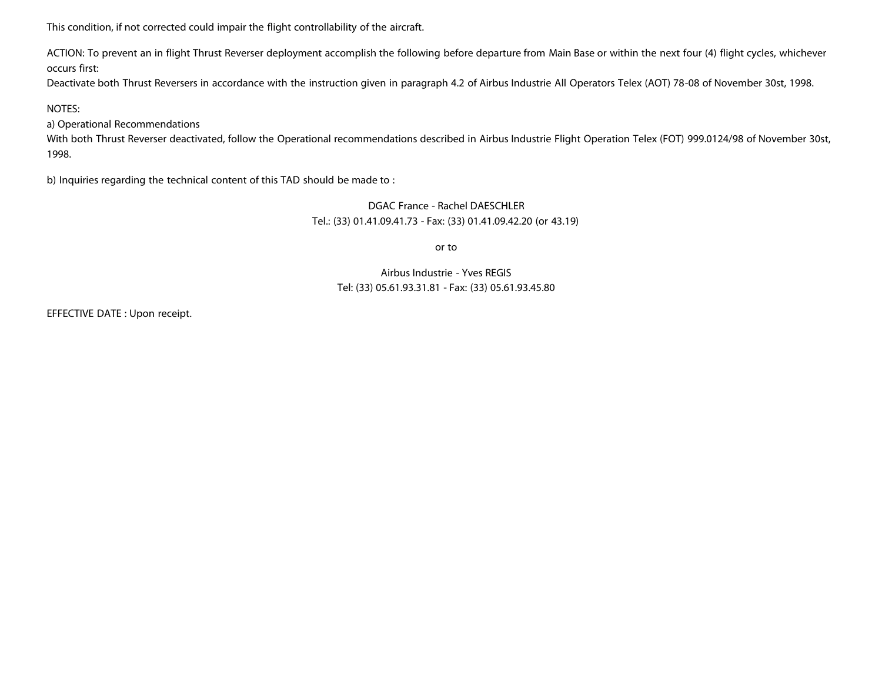This condition, if not corrected could impair the flight controllability of the aircraft.

ACTION: To prevent an in flight Thrust Reverser deployment accomplish the following before departure from Main Base or within the next four (4) flight cycles, whichever occurs first:
Deactivate both Thrust Reversers in accordance with the instruction given in paragraph 4.2 of Airbus Industrie All Operators Telex (AOT) 78-08 of November 30st, 1998.

NOTES:
a) Operational Recommendations
With both Thrust Reverser deactivated, follow the Operational recommendations described in Airbus Industrie Flight Operation Telex (FOT) 999.0124/98 of November 30st, 1998.

b) Inquiries regarding the technical content of this TAD should be made to :

DGAC France - Rachel DAESCHLER
Tel.: (33) 01.41.09.41.73 - Fax: (33) 01.41.09.42.20 (or 43.19)

or to

Airbus Industrie - Yves REGIS
Tel: (33) 05.61.93.31.81 - Fax: (33) 05.61.93.45.80

EFFECTIVE DATE : Upon receipt.